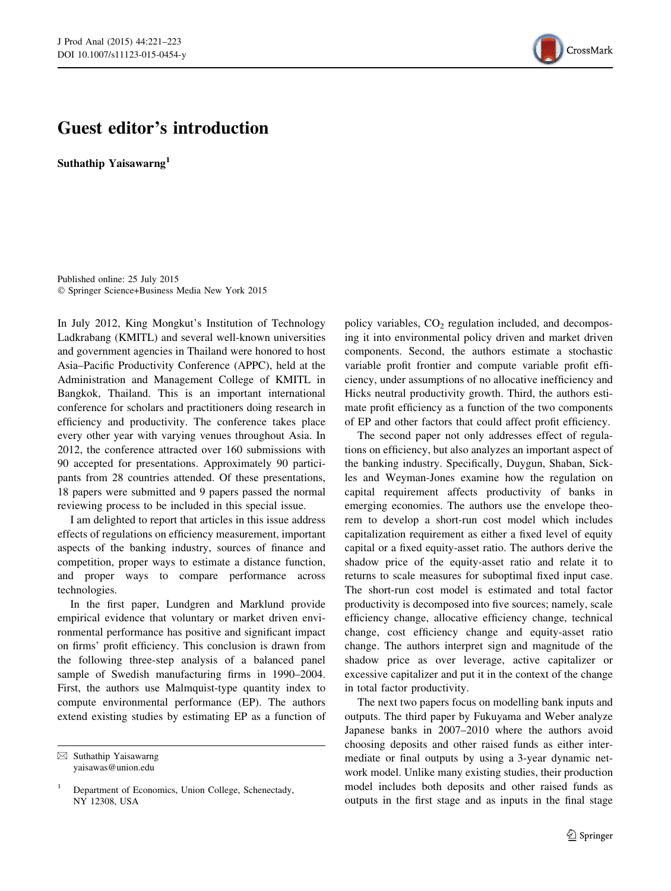# Guest editor's introduction

**Suthathip Yaisawarng**[1]

Published online: 25 July 2015
© Springer Science+Business Media New York 2015

In July 2012, King Mongkut's Institution of Technology Ladkrabang (KMITL) and several well-known universities and government agencies in Thailand were honored to host Asia–Pacific Productivity Conference (APPC), held at the Administration and Management College of KMITL in Bangkok, Thailand. This is an important international conference for scholars and practitioners doing research in efficiency and productivity. The conference takes place every other year with varying venues throughout Asia. In 2012, the conference attracted over 160 submissions with 90 accepted for presentations. Approximately 90 participants from 28 countries attended. Of these presentations, 18 papers were submitted and 9 papers passed the normal reviewing process to be included in this special issue.

I am delighted to report that articles in this issue address effects of regulations on efficiency measurement, important aspects of the banking industry, sources of finance and competition, proper ways to estimate a distance function, and proper ways to compare performance across technologies.

In the first paper, Lundgren and Marklund provide empirical evidence that voluntary or market driven environmental performance has positive and significant impact on firms' profit efficiency. This conclusion is drawn from the following three-step analysis of a balanced panel sample of Swedish manufacturing firms in 1990–2004. First, the authors use Malmquist-type quantity index to compute environmental performance (EP). The authors extend existing studies by estimating EP as a function of policy variables, $CO_2$ regulation included, and decomposing it into environmental policy driven and market driven components. Second, the authors estimate a stochastic variable profit frontier and compute variable profit efficiency, under assumptions of no allocative inefficiency and Hicks neutral productivity growth. Third, the authors estimate profit efficiency as a function of the two components of EP and other factors that could affect profit efficiency.

The second paper not only addresses effect of regulations on efficiency, but also analyzes an important aspect of the banking industry. Specifically, Duygun, Shaban, Sickles and Weyman-Jones examine how the regulation on capital requirement affects productivity of banks in emerging economies. The authors use the envelope theorem to develop a short-run cost model which includes capitalization requirement as either a fixed level of equity capital or a fixed equity-asset ratio. The authors derive the shadow price of the equity-asset ratio and relate it to returns to scale measures for suboptimal fixed input case. The short-run cost model is estimated and total factor productivity is decomposed into five sources; namely, scale efficiency change, allocative efficiency change, technical change, cost efficiency change and equity-asset ratio change. The authors interpret sign and magnitude of the shadow price as over leverage, active capitalizer or excessive capitalizer and put it in the context of the change in total factor productivity.

The next two papers focus on modelling bank inputs and outputs. The third paper by Fukuyama and Weber analyze Japanese banks in 2007–2010 where the authors avoid choosing deposits and other raised funds as either intermediate or final outputs by using a 3-year dynamic network model. Unlike many existing studies, their production model includes both deposits and other raised funds as outputs in the first stage and as inputs in the final stage

---

✉ Suthathip Yaisawarng
yaisawas@union.edu

[1] Department of Economics, Union College, Schenectady, NY 12308, USA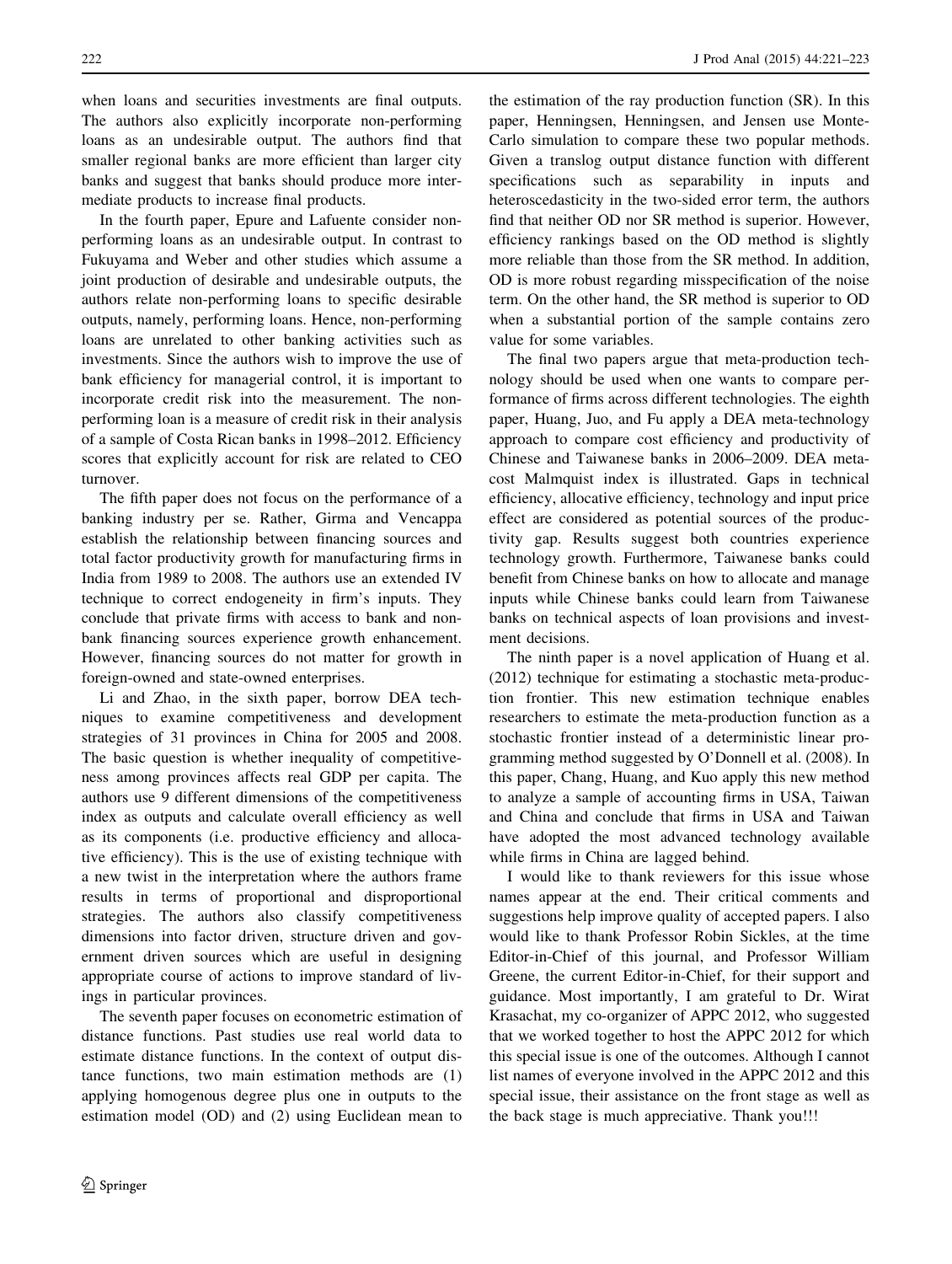when loans and securities investments are final outputs. The authors also explicitly incorporate non-performing loans as an undesirable output. The authors find that smaller regional banks are more efficient than larger city banks and suggest that banks should produce more intermediate products to increase final products.

In the fourth paper, Epure and Lafuente consider non-performing loans as an undesirable output. In contrast to Fukuyama and Weber and other studies which assume a joint production of desirable and undesirable outputs, the authors relate non-performing loans to specific desirable outputs, namely, performing loans. Hence, non-performing loans are unrelated to other banking activities such as investments. Since the authors wish to improve the use of bank efficiency for managerial control, it is important to incorporate credit risk into the measurement. The non-performing loan is a measure of credit risk in their analysis of a sample of Costa Rican banks in 1998–2012. Efficiency scores that explicitly account for risk are related to CEO turnover.

The fifth paper does not focus on the performance of a banking industry per se. Rather, Girma and Vencappa establish the relationship between financing sources and total factor productivity growth for manufacturing firms in India from 1989 to 2008. The authors use an extended IV technique to correct endogeneity in firm's inputs. They conclude that private firms with access to bank and non-bank financing sources experience growth enhancement. However, financing sources do not matter for growth in foreign-owned and state-owned enterprises.

Li and Zhao, in the sixth paper, borrow DEA techniques to examine competitiveness and development strategies of 31 provinces in China for 2005 and 2008. The basic question is whether inequality of competitiveness among provinces affects real GDP per capita. The authors use 9 different dimensions of the competitiveness index as outputs and calculate overall efficiency as well as its components (i.e. productive efficiency and allocative efficiency). This is the use of existing technique with a new twist in the interpretation where the authors frame results in terms of proportional and disproportional strategies. The authors also classify competitiveness dimensions into factor driven, structure driven and government driven sources which are useful in designing appropriate course of actions to improve standard of livings in particular provinces.

The seventh paper focuses on econometric estimation of distance functions. Past studies use real world data to estimate distance functions. In the context of output distance functions, two main estimation methods are (1) applying homogenous degree plus one in outputs to the estimation model (OD) and (2) using Euclidean mean to the estimation of the ray production function (SR). In this paper, Henningsen, Henningsen, and Jensen use Monte-Carlo simulation to compare these two popular methods. Given a translog output distance function with different specifications such as separability in inputs and heteroscedasticity in the two-sided error term, the authors find that neither OD nor SR method is superior. However, efficiency rankings based on the OD method is slightly more reliable than those from the SR method. In addition, OD is more robust regarding misspecification of the noise term. On the other hand, the SR method is superior to OD when a substantial portion of the sample contains zero value for some variables.

The final two papers argue that meta-production technology should be used when one wants to compare performance of firms across different technologies. The eighth paper, Huang, Juo, and Fu apply a DEA meta-technology approach to compare cost efficiency and productivity of Chinese and Taiwanese banks in 2006–2009. DEA meta-cost Malmquist index is illustrated. Gaps in technical efficiency, allocative efficiency, technology and input price effect are considered as potential sources of the productivity gap. Results suggest both countries experience technology growth. Furthermore, Taiwanese banks could benefit from Chinese banks on how to allocate and manage inputs while Chinese banks could learn from Taiwanese banks on technical aspects of loan provisions and investment decisions.

The ninth paper is a novel application of Huang et al. (2012) technique for estimating a stochastic meta-production frontier. This new estimation technique enables researchers to estimate the meta-production function as a stochastic frontier instead of a deterministic linear programming method suggested by O'Donnell et al. (2008). In this paper, Chang, Huang, and Kuo apply this new method to analyze a sample of accounting firms in USA, Taiwan and China and conclude that firms in USA and Taiwan have adopted the most advanced technology available while firms in China are lagged behind.

I would like to thank reviewers for this issue whose names appear at the end. Their critical comments and suggestions help improve quality of accepted papers. I also would like to thank Professor Robin Sickles, at the time Editor-in-Chief of this journal, and Professor William Greene, the current Editor-in-Chief, for their support and guidance. Most importantly, I am grateful to Dr. Wirat Krasachat, my co-organizer of APPC 2012, who suggested that we worked together to host the APPC 2012 for which this special issue is one of the outcomes. Although I cannot list names of everyone involved in the APPC 2012 and this special issue, their assistance on the front stage as well as the back stage is much appreciative. Thank you!!!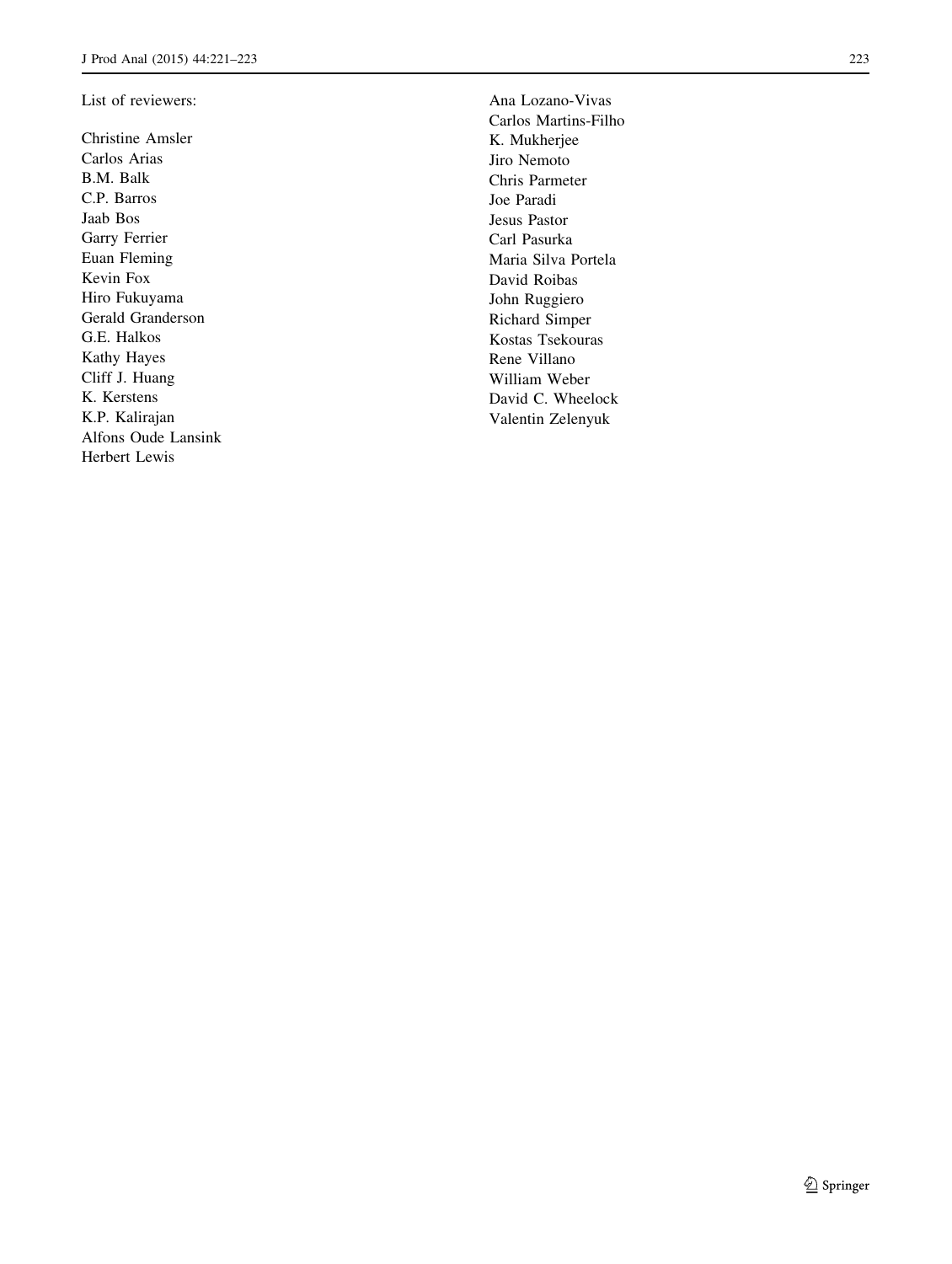List of reviewers:

Christine Amsler
Carlos Arias
B.M. Balk
C.P. Barros
Jaab Bos
Garry Ferrier
Euan Fleming
Kevin Fox
Hiro Fukuyama
Gerald Granderson
G.E. Halkos
Kathy Hayes
Cliff J. Huang
K. Kerstens
K.P. Kalirajan
Alfons Oude Lansink
Herbert Lewis
Ana Lozano-Vivas
Carlos Martins-Filho
K. Mukherjee
Jiro Nemoto
Chris Parmeter
Joe Paradi
Jesus Pastor
Carl Pasurka
Maria Silva Portela
David Roibas
John Ruggiero
Richard Simper
Kostas Tsekouras
Rene Villano
William Weber
David C. Wheelock
Valentin Zelenyuk